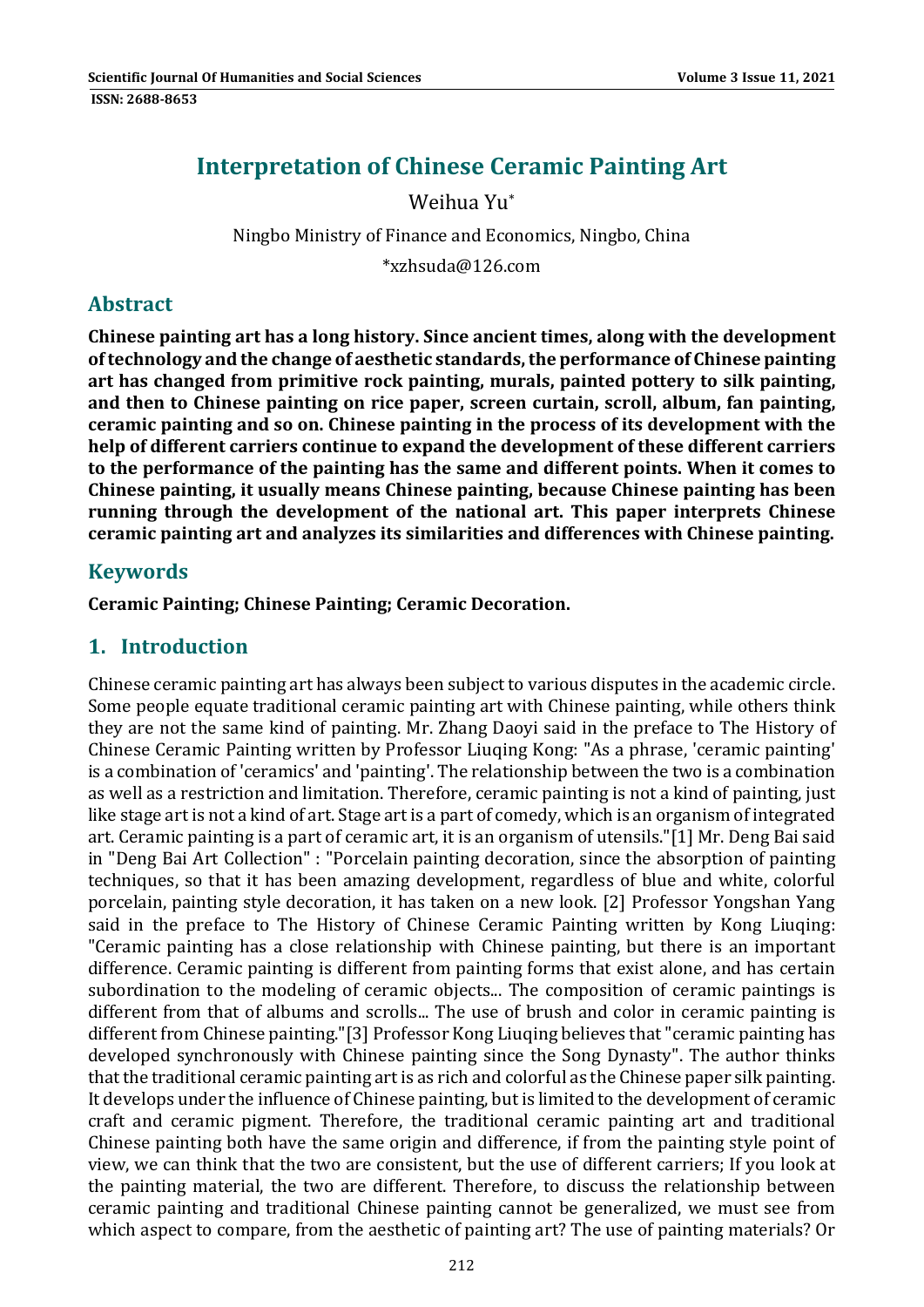# Interpretation of Chinese Ceramic Painting Art

Weihua Yu*

Ningbo Ministry of Finance and Economics, Ningbo, China

*xzhsuda@126.com

## Abstract

**Chinese painting art has a long history. Since ancient times, along with the development of technology and the change of aesthetic standards, the performance of Chinese painting art has changed from primitive rock painting, murals, painted pottery to silk painting, and then to Chinese painting on rice paper, screen curtain, scroll, album, fan painting, ceramic painting and so on. Chinese painting in the process of its development with the help of different carriers continue to expand the development of these different carriers to the performance of the painting has the same and different points. When it comes to Chinese painting, it usually means Chinese painting, because Chinese painting has been running through the development of the national art. This paper interprets Chinese ceramic painting art and analyzes its similarities and differences with Chinese painting.**

## Keywords

**Ceramic Painting; Chinese Painting; Ceramic Decoration.**

## 1. Introduction

Chinese ceramic painting art has always been subject to various disputes in the academic circle. Some people equate traditional ceramic painting art with Chinese painting, while others think they are not the same kind of painting. Mr. Zhang Daoyi said in the preface to The History of Chinese Ceramic Painting written by Professor Liuqing Kong: "As a phrase, 'ceramic painting' is a combination of 'ceramics' and 'painting'. The relationship between the two is a combination as well as a restriction and limitation. Therefore, ceramic painting is not a kind of painting, just like stage art is not a kind of art. Stage art is a part of comedy, which is an organism of integrated art. Ceramic painting is a part of ceramic art, it is an organism of utensils."[1] Mr. Deng Bai said in "Deng Bai Art Collection" : "Porcelain painting decoration, since the absorption of painting techniques, so that it has been amazing development, regardless of blue and white, colorful porcelain, painting style decoration, it has taken on a new look. [2] Professor Yongshan Yang said in the preface to The History of Chinese Ceramic Painting written by Kong Liuqing: "Ceramic painting has a close relationship with Chinese painting, but there is an important difference. Ceramic painting is different from painting forms that exist alone, and has certain subordination to the modeling of ceramic objects... The composition of ceramic paintings is different from that of albums and scrolls... The use of brush and color in ceramic painting is different from Chinese painting."[3] Professor Kong Liuqing believes that "ceramic painting has developed synchronously with Chinese painting since the Song Dynasty". The author thinks that the traditional ceramic painting art is as rich and colorful as the Chinese paper silk painting. It develops under the influence of Chinese painting, but is limited to the development of ceramic craft and ceramic pigment. Therefore, the traditional ceramic painting art and traditional Chinese painting both have the same origin and difference, if from the painting style point of view, we can think that the two are consistent, but the use of different carriers; If you look at the painting material, the two are different. Therefore, to discuss the relationship between ceramic painting and traditional Chinese painting cannot be generalized, we must see from which aspect to compare, from the aesthetic of painting art? The use of painting materials? Or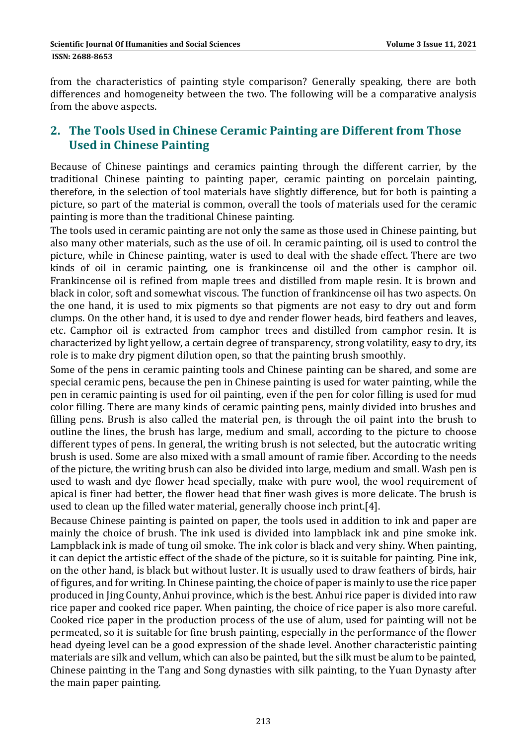from the characteristics of painting style comparison? Generally speaking, there are both differences and homogeneity between the two. The following will be a comparative analysis from the above aspects.

## 2. The Tools Used in Chinese Ceramic Painting are Different from Those Used in Chinese Painting

Because of Chinese paintings and ceramics painting through the different carrier, by the traditional Chinese painting to painting paper, ceramic painting on porcelain painting, therefore, in the selection of tool materials have slightly difference, but for both is painting a picture, so part of the material is common, overall the tools of materials used for the ceramic painting is more than the traditional Chinese painting.

The tools used in ceramic painting are not only the same as those used in Chinese painting, but also many other materials, such as the use of oil. In ceramic painting, oil is used to control the picture, while in Chinese painting, water is used to deal with the shade effect. There are two kinds of oil in ceramic painting, one is frankincense oil and the other is camphor oil. Frankincense oil is refined from maple trees and distilled from maple resin. It is brown and black in color, soft and somewhat viscous. The function of frankincense oil has two aspects. On the one hand, it is used to mix pigments so that pigments are not easy to dry out and form clumps. On the other hand, it is used to dye and render flower heads, bird feathers and leaves, etc. Camphor oil is extracted from camphor trees and distilled from camphor resin. It is characterized by light yellow, a certain degree of transparency, strong volatility, easy to dry, its role is to make dry pigment dilution open, so that the painting brush smoothly.

Some of the pens in ceramic painting tools and Chinese painting can be shared, and some are special ceramic pens, because the pen in Chinese painting is used for water painting, while the pen in ceramic painting is used for oil painting, even if the pen for color filling is used for mud color filling. There are many kinds of ceramic painting pens, mainly divided into brushes and filling pens. Brush is also called the material pen, is through the oil paint into the brush to outline the lines, the brush has large, medium and small, according to the picture to choose different types of pens. In general, the writing brush is not selected, but the autocratic writing brush is used. Some are also mixed with a small amount of ramie fiber. According to the needs of the picture, the writing brush can also be divided into large, medium and small. Wash pen is used to wash and dye flower head specially, make with pure wool, the wool requirement of apical is finer had better, the flower head that finer wash gives is more delicate. The brush is used to clean up the filled water material, generally choose inch print.[4].

Because Chinese painting is painted on paper, the tools used in addition to ink and paper are mainly the choice of brush. The ink used is divided into lampblack ink and pine smoke ink. Lampblack ink is made of tung oil smoke. The ink color is black and very shiny. When painting, it can depict the artistic effect of the shade of the picture, so it is suitable for painting. Pine ink, on the other hand, is black but without luster. It is usually used to draw feathers of birds, hair of figures, and for writing. In Chinese painting, the choice of paper is mainly to use the rice paper produced in Jing County, Anhui province, which is the best. Anhui rice paper is divided into raw rice paper and cooked rice paper. When painting, the choice of rice paper is also more careful. Cooked rice paper in the production process of the use of alum, used for painting will not be permeated, so it is suitable for fine brush painting, especially in the performance of the flower head dyeing level can be a good expression of the shade level. Another characteristic painting materials are silk and vellum, which can also be painted, but the silk must be alum to be painted, Chinese painting in the Tang and Song dynasties with silk painting, to the Yuan Dynasty after the main paper painting.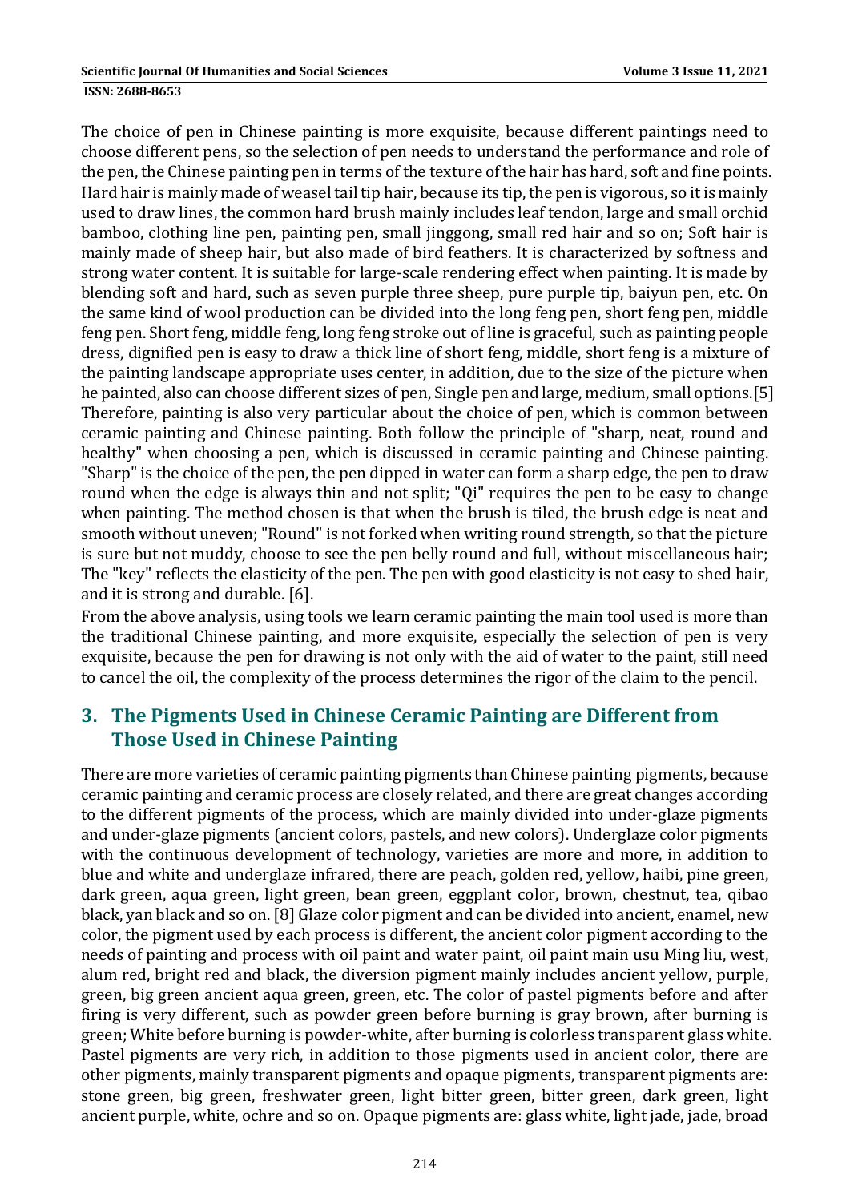The choice of pen in Chinese painting is more exquisite, because different paintings need to choose different pens, so the selection of pen needs to understand the performance and role of the pen, the Chinese painting pen in terms of the texture of the hair has hard, soft and fine points. Hard hair is mainly made of weasel tail tip hair, because its tip, the pen is vigorous, so it is mainly used to draw lines, the common hard brush mainly includes leaf tendon, large and small orchid bamboo, clothing line pen, painting pen, small jinggong, small red hair and so on; Soft hair is mainly made of sheep hair, but also made of bird feathers. It is characterized by softness and strong water content. It is suitable for large-scale rendering effect when painting. It is made by blending soft and hard, such as seven purple three sheep, pure purple tip, baiyun pen, etc. On the same kind of wool production can be divided into the long feng pen, short feng pen, middle feng pen. Short feng, middle feng, long feng stroke out of line is graceful, such as painting people dress, dignified pen is easy to draw a thick line of short feng, middle, short feng is a mixture of the painting landscape appropriate uses center, in addition, due to the size of the picture when he painted, also can choose different sizes of pen, Single pen and large, medium, small options.[5] Therefore, painting is also very particular about the choice of pen, which is common between ceramic painting and Chinese painting. Both follow the principle of "sharp, neat, round and healthy" when choosing a pen, which is discussed in ceramic painting and Chinese painting. "Sharp" is the choice of the pen, the pen dipped in water can form a sharp edge, the pen to draw round when the edge is always thin and not split; "Qi" requires the pen to be easy to change when painting. The method chosen is that when the brush is tiled, the brush edge is neat and smooth without uneven; "Round" is not forked when writing round strength, so that the picture is sure but not muddy, choose to see the pen belly round and full, without miscellaneous hair; The "key" reflects the elasticity of the pen. The pen with good elasticity is not easy to shed hair, and it is strong and durable. [6].

From the above analysis, using tools we learn ceramic painting the main tool used is more than the traditional Chinese painting, and more exquisite, especially the selection of pen is very exquisite, because the pen for drawing is not only with the aid of water to the paint, still need to cancel the oil, the complexity of the process determines the rigor of the claim to the pencil.

## 3. The Pigments Used in Chinese Ceramic Painting are Different from Those Used in Chinese Painting

There are more varieties of ceramic painting pigments than Chinese painting pigments, because ceramic painting and ceramic process are closely related, and there are great changes according to the different pigments of the process, which are mainly divided into under-glaze pigments and under-glaze pigments (ancient colors, pastels, and new colors). Underglaze color pigments with the continuous development of technology, varieties are more and more, in addition to blue and white and underglaze infrared, there are peach, golden red, yellow, haibi, pine green, dark green, aqua green, light green, bean green, eggplant color, brown, chestnut, tea, qibao black, yan black and so on. [8] Glaze color pigment and can be divided into ancient, enamel, new color, the pigment used by each process is different, the ancient color pigment according to the needs of painting and process with oil paint and water paint, oil paint main usu Ming liu, west, alum red, bright red and black, the diversion pigment mainly includes ancient yellow, purple, green, big green ancient aqua green, green, etc. The color of pastel pigments before and after firing is very different, such as powder green before burning is gray brown, after burning is green; White before burning is powder-white, after burning is colorless transparent glass white. Pastel pigments are very rich, in addition to those pigments used in ancient color, there are other pigments, mainly transparent pigments and opaque pigments, transparent pigments are: stone green, big green, freshwater green, light bitter green, bitter green, dark green, light ancient purple, white, ochre and so on. Opaque pigments are: glass white, light jade, jade, broad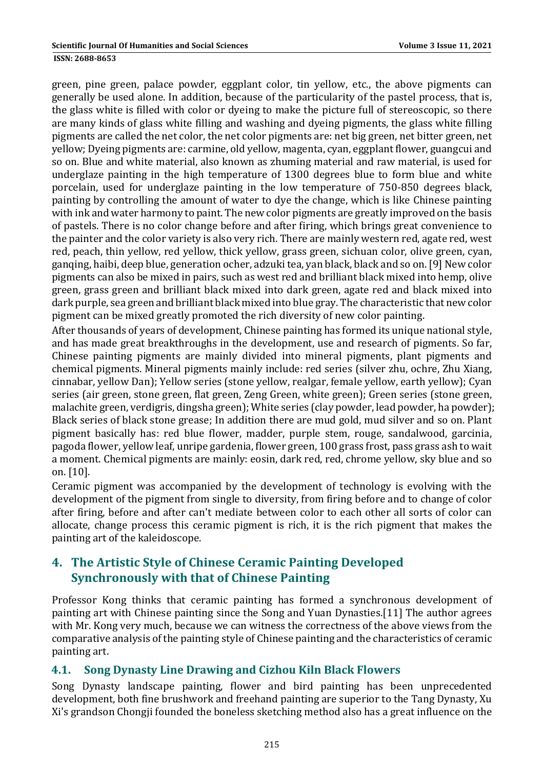green, pine green, palace powder, eggplant color, tin yellow, etc., the above pigments can generally be used alone. In addition, because of the particularity of the pastel process, that is, the glass white is filled with color or dyeing to make the picture full of stereoscopic, so there are many kinds of glass white filling and washing and dyeing pigments, the glass white filling pigments are called the net color, the net color pigments are: net big green, net bitter green, net yellow; Dyeing pigments are: carmine, old yellow, magenta, cyan, eggplant flower, guangcui and so on. Blue and white material, also known as zhuming material and raw material, is used for underglaze painting in the high temperature of 1300 degrees blue to form blue and white porcelain, used for underglaze painting in the low temperature of 750-850 degrees black, painting by controlling the amount of water to dye the change, which is like Chinese painting with ink and water harmony to paint. The new color pigments are greatly improved on the basis of pastels. There is no color change before and after firing, which brings great convenience to the painter and the color variety is also very rich. There are mainly western red, agate red, west red, peach, thin yellow, red yellow, thick yellow, grass green, sichuan color, olive green, cyan, ganqing, haibi, deep blue, generation ocher, adzuki tea, yan black, black and so on. [9] New color pigments can also be mixed in pairs, such as west red and brilliant black mixed into hemp, olive green, grass green and brilliant black mixed into dark green, agate red and black mixed into dark purple, sea green and brilliant black mixed into blue gray. The characteristic that new color pigment can be mixed greatly promoted the rich diversity of new color painting.

After thousands of years of development, Chinese painting has formed its unique national style, and has made great breakthroughs in the development, use and research of pigments. So far, Chinese painting pigments are mainly divided into mineral pigments, plant pigments and chemical pigments. Mineral pigments mainly include: red series (silver zhu, ochre, Zhu Xiang, cinnabar, yellow Dan); Yellow series (stone yellow, realgar, female yellow, earth yellow); Cyan series (air green, stone green, flat green, Zeng Green, white green); Green series (stone green, malachite green, verdigris, dingsha green); White series (clay powder, lead powder, ha powder); Black series of black stone grease; In addition there are mud gold, mud silver and so on. Plant pigment basically has: red blue flower, madder, purple stem, rouge, sandalwood, garcinia, pagoda flower, yellow leaf, unripe gardenia, flower green, 100 grass frost, pass grass ash to wait a moment. Chemical pigments are mainly: eosin, dark red, red, chrome yellow, sky blue and so on. [10].

Ceramic pigment was accompanied by the development of technology is evolving with the development of the pigment from single to diversity, from firing before and to change of color after firing, before and after can't mediate between color to each other all sorts of color can allocate, change process this ceramic pigment is rich, it is the rich pigment that makes the painting art of the kaleidoscope.

## 4. The Artistic Style of Chinese Ceramic Painting Developed Synchronously with that of Chinese Painting

Professor Kong thinks that ceramic painting has formed a synchronous development of painting art with Chinese painting since the Song and Yuan Dynasties.[11] The author agrees with Mr. Kong very much, because we can witness the correctness of the above views from the comparative analysis of the painting style of Chinese painting and the characteristics of ceramic painting art.

### 4.1. Song Dynasty Line Drawing and Cizhou Kiln Black Flowers

Song Dynasty landscape painting, flower and bird painting has been unprecedented development, both fine brushwork and freehand painting are superior to the Tang Dynasty, Xu Xi's grandson Chongji founded the boneless sketching method also has a great influence on the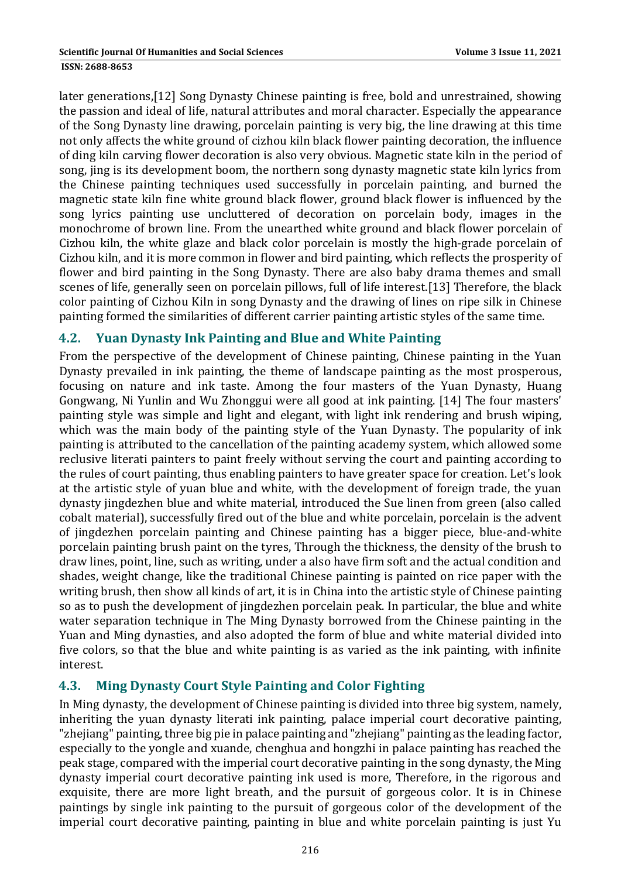later generations,[12] Song Dynasty Chinese painting is free, bold and unrestrained, showing the passion and ideal of life, natural attributes and moral character. Especially the appearance of the Song Dynasty line drawing, porcelain painting is very big, the line drawing at this time not only affects the white ground of cizhou kiln black flower painting decoration, the influence of ding kiln carving flower decoration is also very obvious. Magnetic state kiln in the period of song, jing is its development boom, the northern song dynasty magnetic state kiln lyrics from the Chinese painting techniques used successfully in porcelain painting, and burned the magnetic state kiln fine white ground black flower, ground black flower is influenced by the song lyrics painting use uncluttered of decoration on porcelain body, images in the monochrome of brown line. From the unearthed white ground and black flower porcelain of Cizhou kiln, the white glaze and black color porcelain is mostly the high-grade porcelain of Cizhou kiln, and it is more common in flower and bird painting, which reflects the prosperity of flower and bird painting in the Song Dynasty. There are also baby drama themes and small scenes of life, generally seen on porcelain pillows, full of life interest.[13] Therefore, the black color painting of Cizhou Kiln in song Dynasty and the drawing of lines on ripe silk in Chinese painting formed the similarities of different carrier painting artistic styles of the same time.

## 4.2. Yuan Dynasty Ink Painting and Blue and White Painting

From the perspective of the development of Chinese painting, Chinese painting in the Yuan Dynasty prevailed in ink painting, the theme of landscape painting as the most prosperous, focusing on nature and ink taste. Among the four masters of the Yuan Dynasty, Huang Gongwang, Ni Yunlin and Wu Zhonggui were all good at ink painting. [14] The four masters' painting style was simple and light and elegant, with light ink rendering and brush wiping, which was the main body of the painting style of the Yuan Dynasty. The popularity of ink painting is attributed to the cancellation of the painting academy system, which allowed some reclusive literati painters to paint freely without serving the court and painting according to the rules of court painting, thus enabling painters to have greater space for creation. Let's look at the artistic style of yuan blue and white, with the development of foreign trade, the yuan dynasty jingdezhen blue and white material, introduced the Sue linen from green (also called cobalt material), successfully fired out of the blue and white porcelain, porcelain is the advent of jingdezhen porcelain painting and Chinese painting has a bigger piece, blue-and-white porcelain painting brush paint on the tyres, Through the thickness, the density of the brush to draw lines, point, line, such as writing, under a also have firm soft and the actual condition and shades, weight change, like the traditional Chinese painting is painted on rice paper with the writing brush, then show all kinds of art, it is in China into the artistic style of Chinese painting so as to push the development of jingdezhen porcelain peak. In particular, the blue and white water separation technique in The Ming Dynasty borrowed from the Chinese painting in the Yuan and Ming dynasties, and also adopted the form of blue and white material divided into five colors, so that the blue and white painting is as varied as the ink painting, with infinite interest.

## 4.3. Ming Dynasty Court Style Painting and Color Fighting

In Ming dynasty, the development of Chinese painting is divided into three big system, namely, inheriting the yuan dynasty literati ink painting, palace imperial court decorative painting, "zhejiang" painting, three big pie in palace painting and "zhejiang" painting as the leading factor, especially to the yongle and xuande, chenghua and hongzhi in palace painting has reached the peak stage, compared with the imperial court decorative painting in the song dynasty, the Ming dynasty imperial court decorative painting ink used is more, Therefore, in the rigorous and exquisite, there are more light breath, and the pursuit of gorgeous color. It is in Chinese paintings by single ink painting to the pursuit of gorgeous color of the development of the imperial court decorative painting, painting in blue and white porcelain painting is just Yu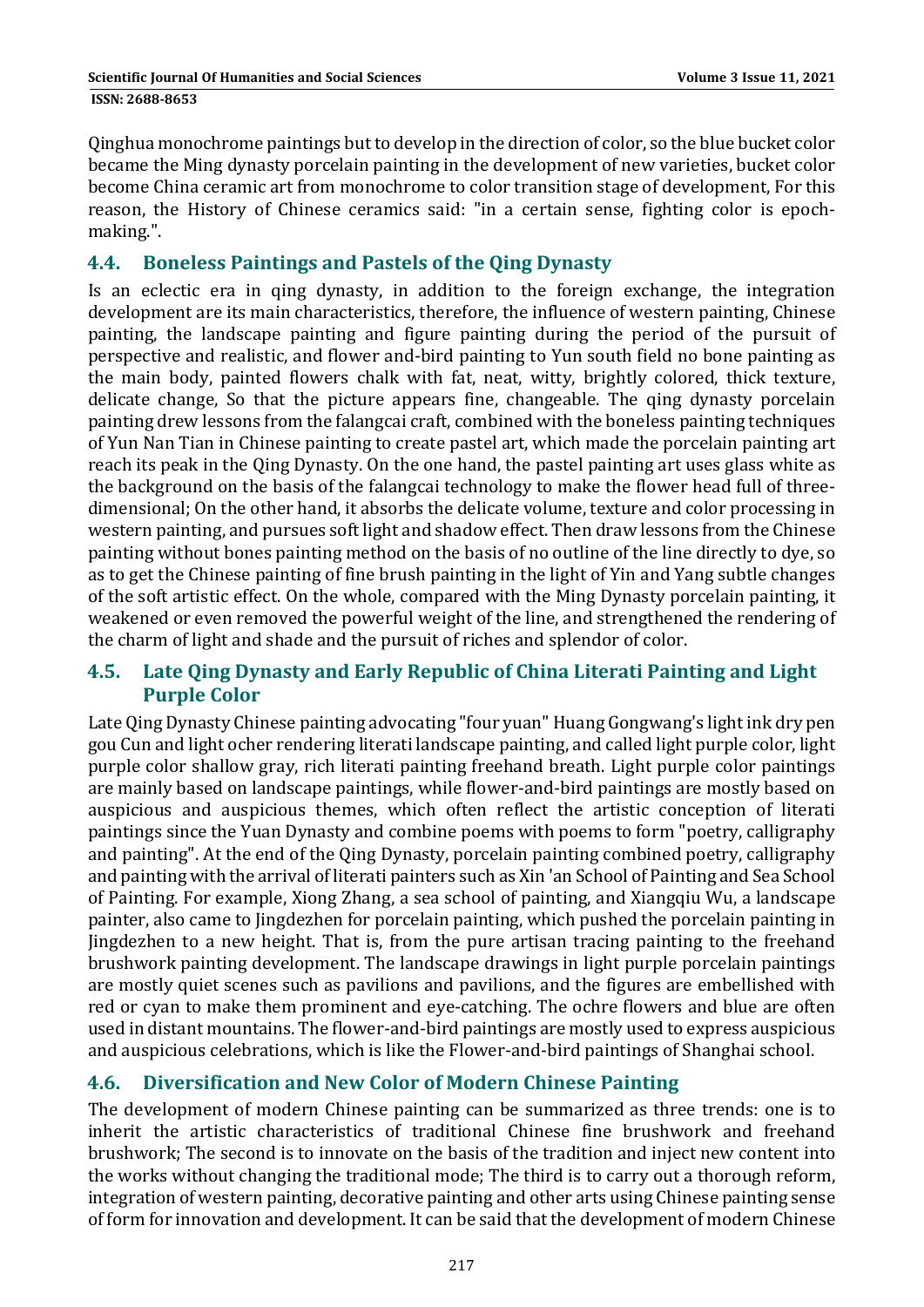Qinghua monochrome paintings but to develop in the direction of color, so the blue bucket color became the Ming dynasty porcelain painting in the development of new varieties, bucket color become China ceramic art from monochrome to color transition stage of development, For this reason, the History of Chinese ceramics said: "in a certain sense, fighting color is epoch-making.".

## 4.4. Boneless Paintings and Pastels of the Qing Dynasty

Is an eclectic era in qing dynasty, in addition to the foreign exchange, the integration development are its main characteristics, therefore, the influence of western painting, Chinese painting, the landscape painting and figure painting during the period of the pursuit of perspective and realistic, and flower and-bird painting to Yun south field no bone painting as the main body, painted flowers chalk with fat, neat, witty, brightly colored, thick texture, delicate change, So that the picture appears fine, changeable. The qing dynasty porcelain painting drew lessons from the falangcai craft, combined with the boneless painting techniques of Yun Nan Tian in Chinese painting to create pastel art, which made the porcelain painting art reach its peak in the Qing Dynasty. On the one hand, the pastel painting art uses glass white as the background on the basis of the falangcai technology to make the flower head full of three-dimensional; On the other hand, it absorbs the delicate volume, texture and color processing in western painting, and pursues soft light and shadow effect. Then draw lessons from the Chinese painting without bones painting method on the basis of no outline of the line directly to dye, so as to get the Chinese painting of fine brush painting in the light of Yin and Yang subtle changes of the soft artistic effect. On the whole, compared with the Ming Dynasty porcelain painting, it weakened or even removed the powerful weight of the line, and strengthened the rendering of the charm of light and shade and the pursuit of riches and splendor of color.

## 4.5. Late Qing Dynasty and Early Republic of China Literati Painting and Light Purple Color

Late Qing Dynasty Chinese painting advocating "four yuan" Huang Gongwang's light ink dry pen gou Cun and light ocher rendering literati landscape painting, and called light purple color, light purple color shallow gray, rich literati painting freehand breath. Light purple color paintings are mainly based on landscape paintings, while flower-and-bird paintings are mostly based on auspicious and auspicious themes, which often reflect the artistic conception of literati paintings since the Yuan Dynasty and combine poems with poems to form "poetry, calligraphy and painting". At the end of the Qing Dynasty, porcelain painting combined poetry, calligraphy and painting with the arrival of literati painters such as Xin 'an School of Painting and Sea School of Painting. For example, Xiong Zhang, a sea school of painting, and Xiangqiu Wu, a landscape painter, also came to Jingdezhen for porcelain painting, which pushed the porcelain painting in Jingdezhen to a new height. That is, from the pure artisan tracing painting to the freehand brushwork painting development. The landscape drawings in light purple porcelain paintings are mostly quiet scenes such as pavilions and pavilions, and the figures are embellished with red or cyan to make them prominent and eye-catching. The ochre flowers and blue are often used in distant mountains. The flower-and-bird paintings are mostly used to express auspicious and auspicious celebrations, which is like the Flower-and-bird paintings of Shanghai school.

## 4.6. Diversification and New Color of Modern Chinese Painting

The development of modern Chinese painting can be summarized as three trends: one is to inherit the artistic characteristics of traditional Chinese fine brushwork and freehand brushwork; The second is to innovate on the basis of the tradition and inject new content into the works without changing the traditional mode; The third is to carry out a thorough reform, integration of western painting, decorative painting and other arts using Chinese painting sense of form for innovation and development. It can be said that the development of modern Chinese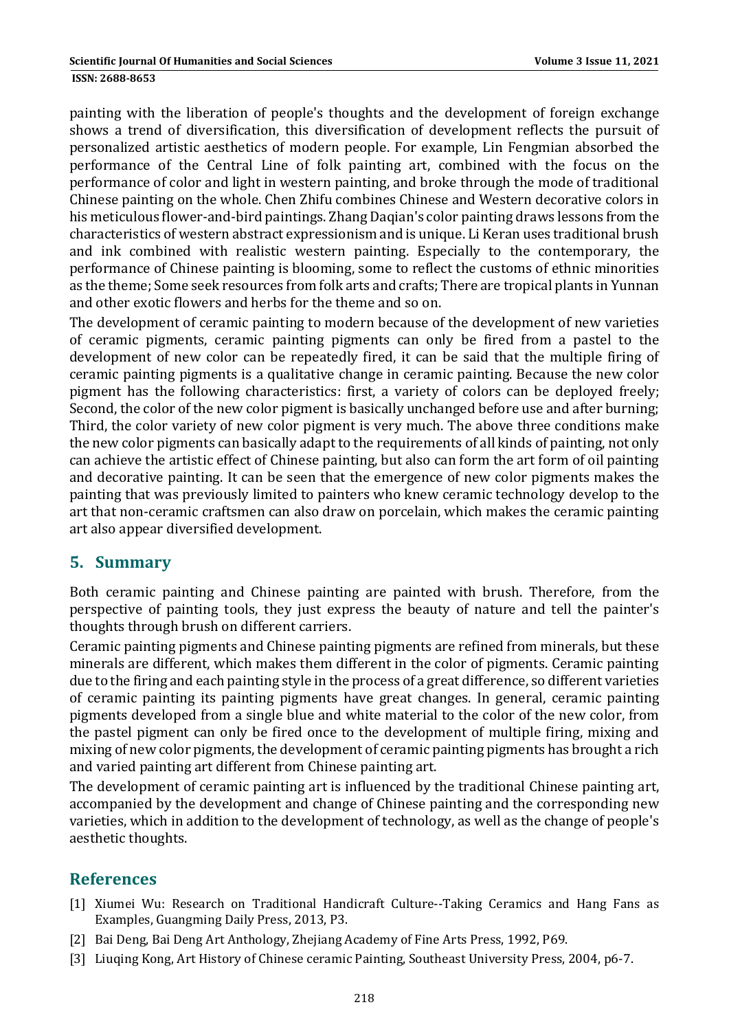painting with the liberation of people's thoughts and the development of foreign exchange shows a trend of diversification, this diversification of development reflects the pursuit of personalized artistic aesthetics of modern people. For example, Lin Fengmian absorbed the performance of the Central Line of folk painting art, combined with the focus on the performance of color and light in western painting, and broke through the mode of traditional Chinese painting on the whole. Chen Zhifu combines Chinese and Western decorative colors in his meticulous flower-and-bird paintings. Zhang Daqian's color painting draws lessons from the characteristics of western abstract expressionism and is unique. Li Keran uses traditional brush and ink combined with realistic western painting. Especially to the contemporary, the performance of Chinese painting is blooming, some to reflect the customs of ethnic minorities as the theme; Some seek resources from folk arts and crafts; There are tropical plants in Yunnan and other exotic flowers and herbs for the theme and so on.

The development of ceramic painting to modern because of the development of new varieties of ceramic pigments, ceramic painting pigments can only be fired from a pastel to the development of new color can be repeatedly fired, it can be said that the multiple firing of ceramic painting pigments is a qualitative change in ceramic painting. Because the new color pigment has the following characteristics: first, a variety of colors can be deployed freely; Second, the color of the new color pigment is basically unchanged before use and after burning; Third, the color variety of new color pigment is very much. The above three conditions make the new color pigments can basically adapt to the requirements of all kinds of painting, not only can achieve the artistic effect of Chinese painting, but also can form the art form of oil painting and decorative painting. It can be seen that the emergence of new color pigments makes the painting that was previously limited to painters who knew ceramic technology develop to the art that non-ceramic craftsmen can also draw on porcelain, which makes the ceramic painting art also appear diversified development.

## 5. Summary

Both ceramic painting and Chinese painting are painted with brush. Therefore, from the perspective of painting tools, they just express the beauty of nature and tell the painter's thoughts through brush on different carriers.

Ceramic painting pigments and Chinese painting pigments are refined from minerals, but these minerals are different, which makes them different in the color of pigments. Ceramic painting due to the firing and each painting style in the process of a great difference, so different varieties of ceramic painting its painting pigments have great changes. In general, ceramic painting pigments developed from a single blue and white material to the color of the new color, from the pastel pigment can only be fired once to the development of multiple firing, mixing and mixing of new color pigments, the development of ceramic painting pigments has brought a rich and varied painting art different from Chinese painting art.

The development of ceramic painting art is influenced by the traditional Chinese painting art, accompanied by the development and change of Chinese painting and the corresponding new varieties, which in addition to the development of technology, as well as the change of people's aesthetic thoughts.

## References

[1] Xiumei Wu: Research on Traditional Handicraft Culture--Taking Ceramics and Hang Fans as Examples, Guangming Daily Press, 2013, P3.

[2] Bai Deng, Bai Deng Art Anthology, Zhejiang Academy of Fine Arts Press, 1992, P69.

[3] Liuqing Kong, Art History of Chinese ceramic Painting, Southeast University Press, 2004, p6-7.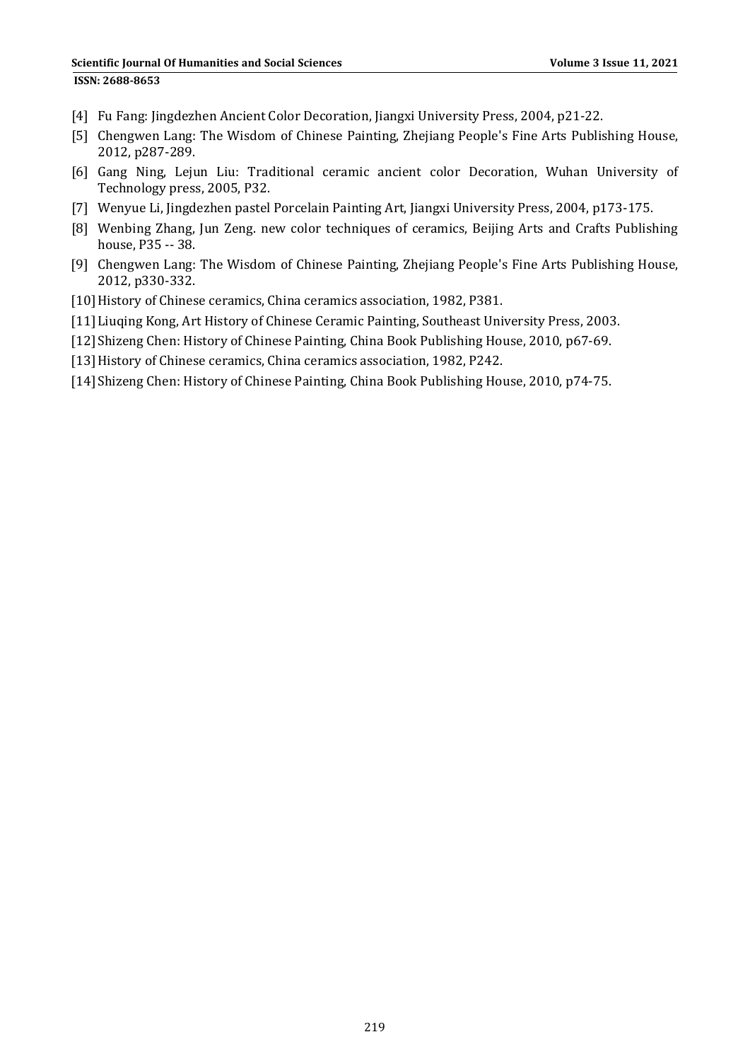[4] Fu Fang: Jingdezhen Ancient Color Decoration, Jiangxi University Press, 2004, p21-22.

[5] Chengwen Lang: The Wisdom of Chinese Painting, Zhejiang People's Fine Arts Publishing House, 2012, p287-289.

[6] Gang Ning, Lejun Liu: Traditional ceramic ancient color Decoration, Wuhan University of Technology press, 2005, P32.

[7] Wenyue Li, Jingdezhen pastel Porcelain Painting Art, Jiangxi University Press, 2004, p173-175.

[8] Wenbing Zhang, Jun Zeng. new color techniques of ceramics, Beijing Arts and Crafts Publishing house, P35 -- 38.

[9] Chengwen Lang: The Wisdom of Chinese Painting, Zhejiang People's Fine Arts Publishing House, 2012, p330-332.

[10] History of Chinese ceramics, China ceramics association, 1982, P381.

[11] Liuqing Kong, Art History of Chinese Ceramic Painting, Southeast University Press, 2003.

[12] Shizeng Chen: History of Chinese Painting, China Book Publishing House, 2010, p67-69.

[13] History of Chinese ceramics, China ceramics association, 1982, P242.

[14] Shizeng Chen: History of Chinese Painting, China Book Publishing House, 2010, p74-75.